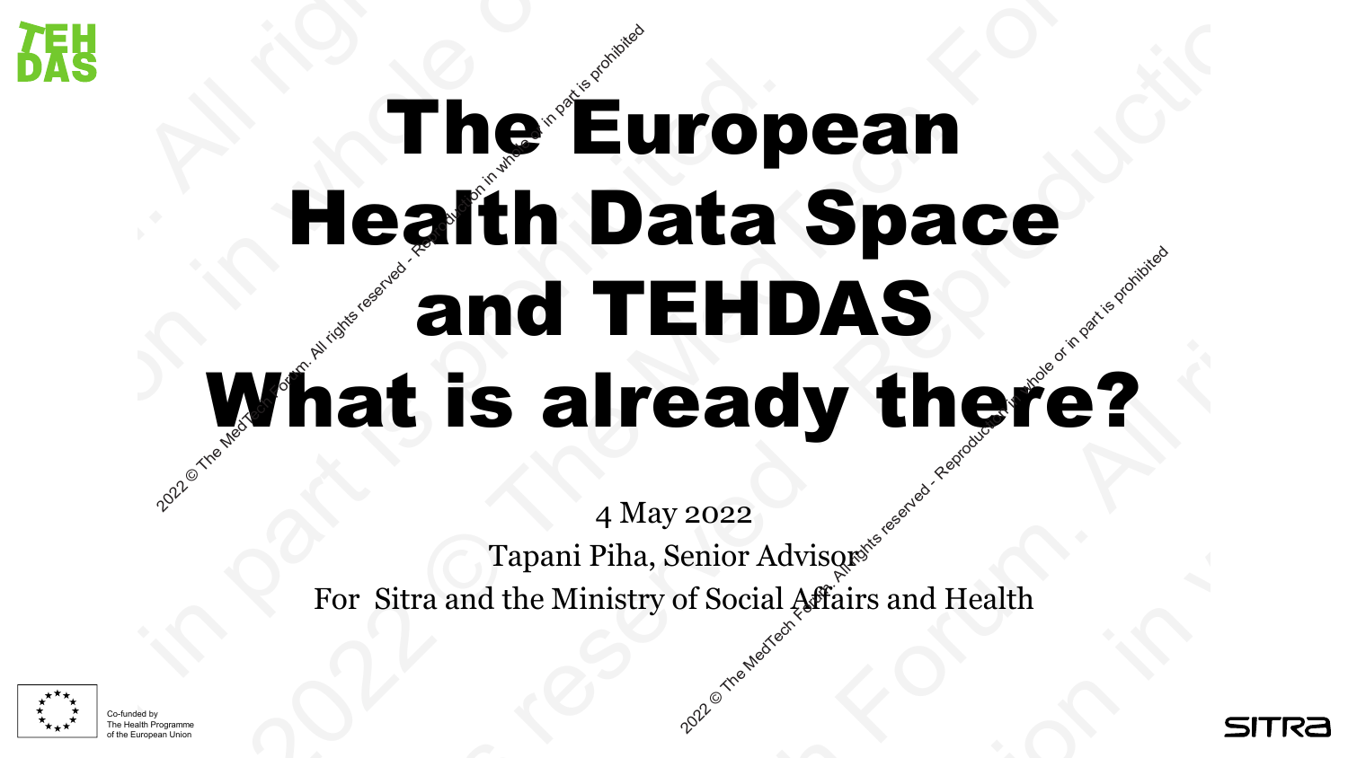# The European Health Data Space and TEHDAS What is already there?

4 May 2022

Tapani Piha, Senior Advisor

For Sitra and the Ministry of Social Affairs and Health

Co-funded by The Health Programme of the European Union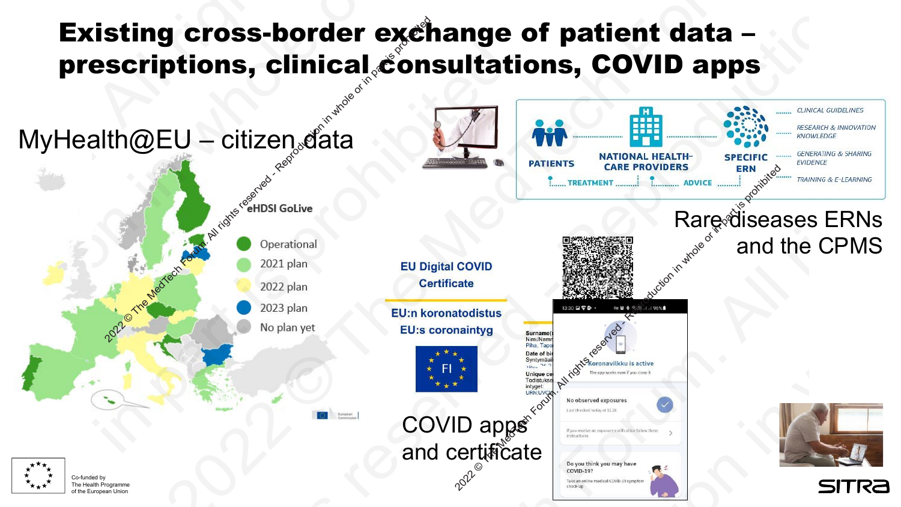# Existing cross-border exchange of patient data – prescriptions, clinical consultations, COVID apps

## MyHealth@EU – citizen data

eHDSI GoLive

- Operational
- 2021 plan
- 2022 plan
- 2023 plan
- No plan yet

PATIENTS — NATIONAL HEALTH-CARE PROVIDERS — SPECIFIC ERN

TREATMENT — ADVICE

- CLINICAL GUIDELINES
- RESEARCH & INNOVATION KNOWLEDGE
- GENERATING & SHARING EVIDENCE
- TRAINING & E-LEARNING

Rare diseases ERNs and the CPMS

EU Digital COVID Certificate

EU:n koronatodistus

EU:s coronaintyg

FI

COVID apps and certificate

Koronavilkku is active

The app works even if you close it

No observed exposures

Do you think you may have COVID-19?

Co-funded by The Health Programme of the European Union

SITRA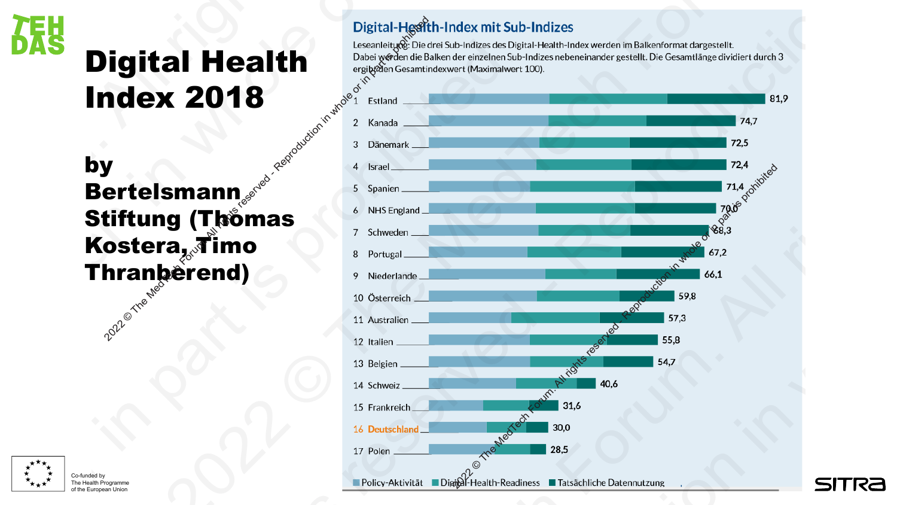# Digital Health Index 2018

## by Bertelsmann Stiftung (Thomas Kostera, Timo Thranberend)

## Digital-Health-Index mit Sub-Indizes

Leseanleitung: Die drei Sub-Indizes des Digital-Health-Index werden im Balkenformat dargestellt. Dabei werden die Balken der einzelnen Sub-Indizes nebeneinander gestellt. Die Gesamtlänge dividiert durch 3 ergibt den Gesamtindexwert (Maximalwert 100).

1 Estland 81,9
2 Kanada 74,7
3 Dänemark 72,5
4 Israel 72,4
5 Spanien 71,4
6 NHS England 70,0
7 Schweden 68,3
8 Portugal 67,2
9 Niederlande 66,1
10 Österreich 59,8
11 Australien 57,3
12 Italien 55,8
13 Belgien 54,7
14 Schweiz 40,6
15 Frankreich 31,6
16 Deutschland 30,0
17 Polen 28,5

Policy-Aktivität | Digital-Health-Readiness | Tatsächliche Datennutzung

Co-funded by The Health Programme of the European Union

2022 © The MedTech Forum. All rights reserved - Reproduction in whole or in part is prohibited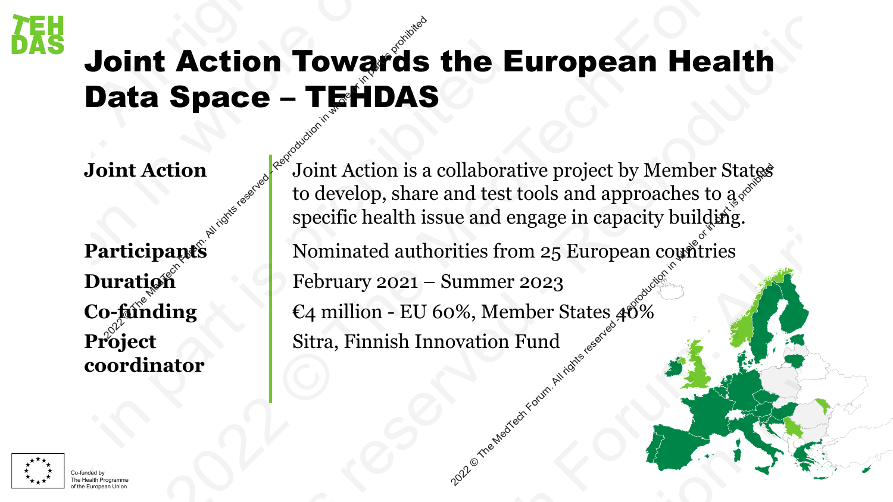# Joint Action Towards the European Health Data Space – TEHDAS

| | |
|---|---|
| **Joint Action** | Joint Action is a collaborative project by Member States to develop, share and test tools and approaches to a specific health issue and engage in capacity building. |
| **Participants** | Nominated authorities from 25 European countries |
| **Duration** | February 2021 – Summer 2023 |
| **Co-funding** | €4 million - EU 60%, Member States 40% |
| **Project coordinator** | Sitra, Finnish Innovation Fund |

Co-funded by
The Health Programme
of the European Union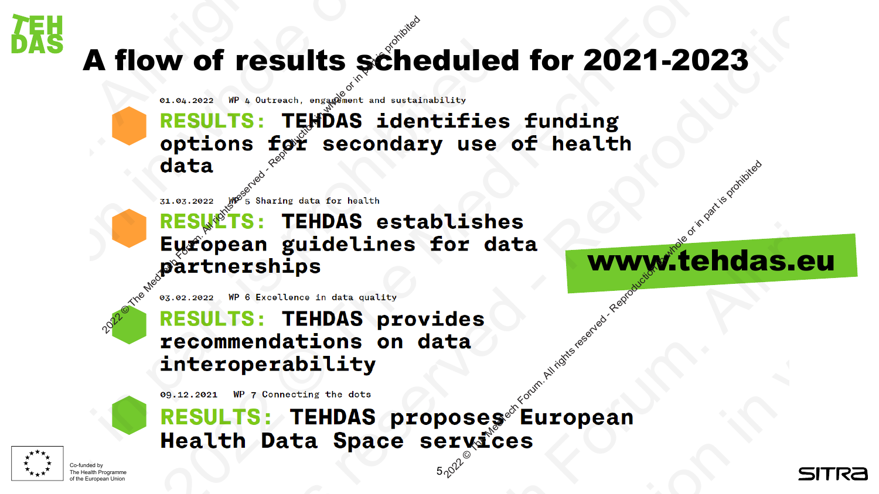# A flow of results scheduled for 2021-2023

01.04.2022 WP 4 Outreach, engagement and sustainability

**RESULTS: TEHDAS identifies funding options for secondary use of health data**

31.03.2022 WP 5 Sharing data for health

**RESULTS: TEHDAS establishes European guidelines for data partnerships**

03.02.2022 WP 6 Excellence in data quality

**RESULTS: TEHDAS provides recommendations on data interoperability**

09.12.2021 WP 7 Connecting the dots

**RESULTS: TEHDAS proposes European Health Data Space services**

**www.tehdas.eu**

Co-funded by The Health Programme of the European Union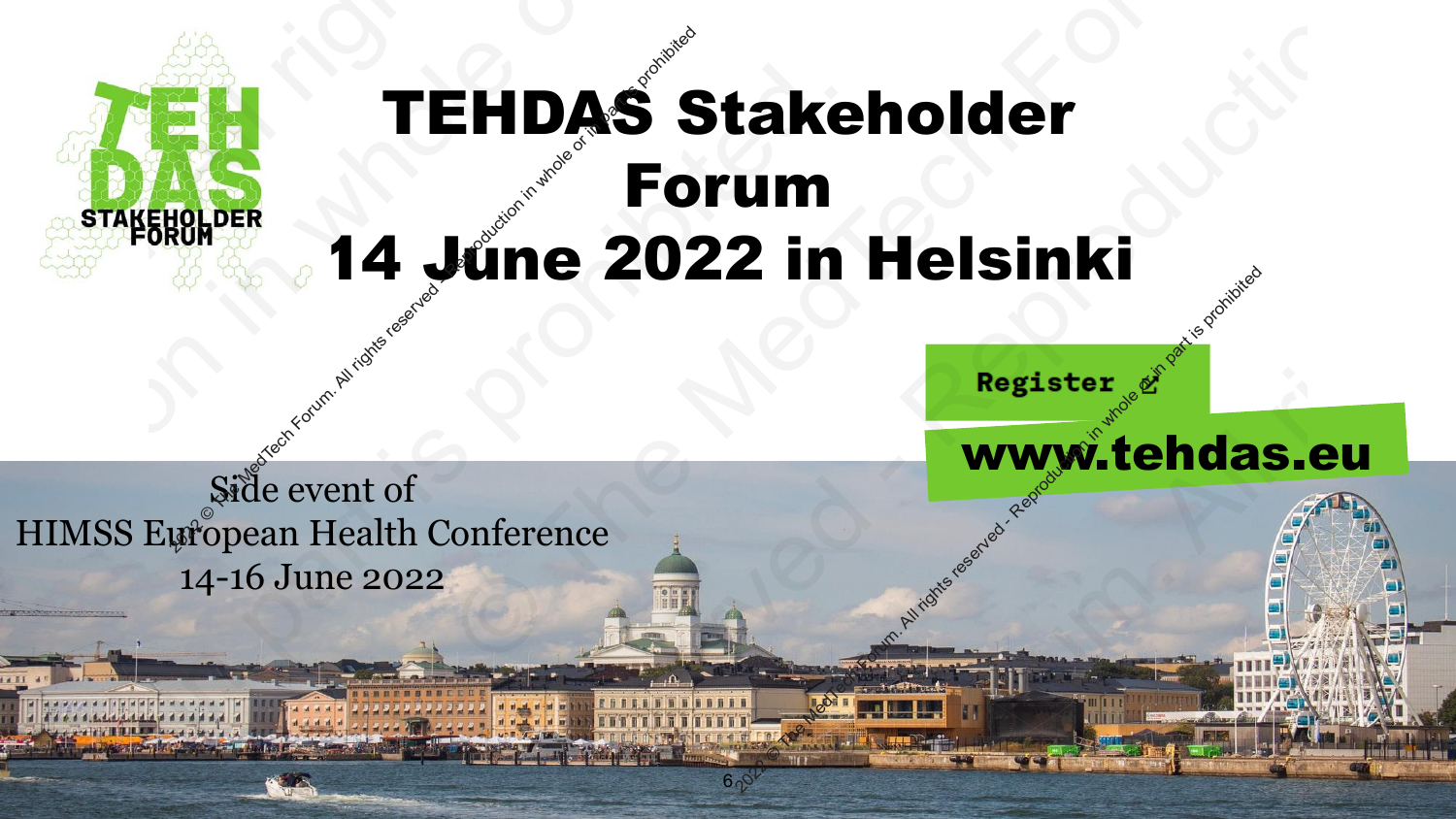# TEHDAS Stakeholder Forum 14 June 2022 in Helsinki

Register

www.tehdas.eu

Side event of
HIMSS European Health Conference
14-16 June 2022